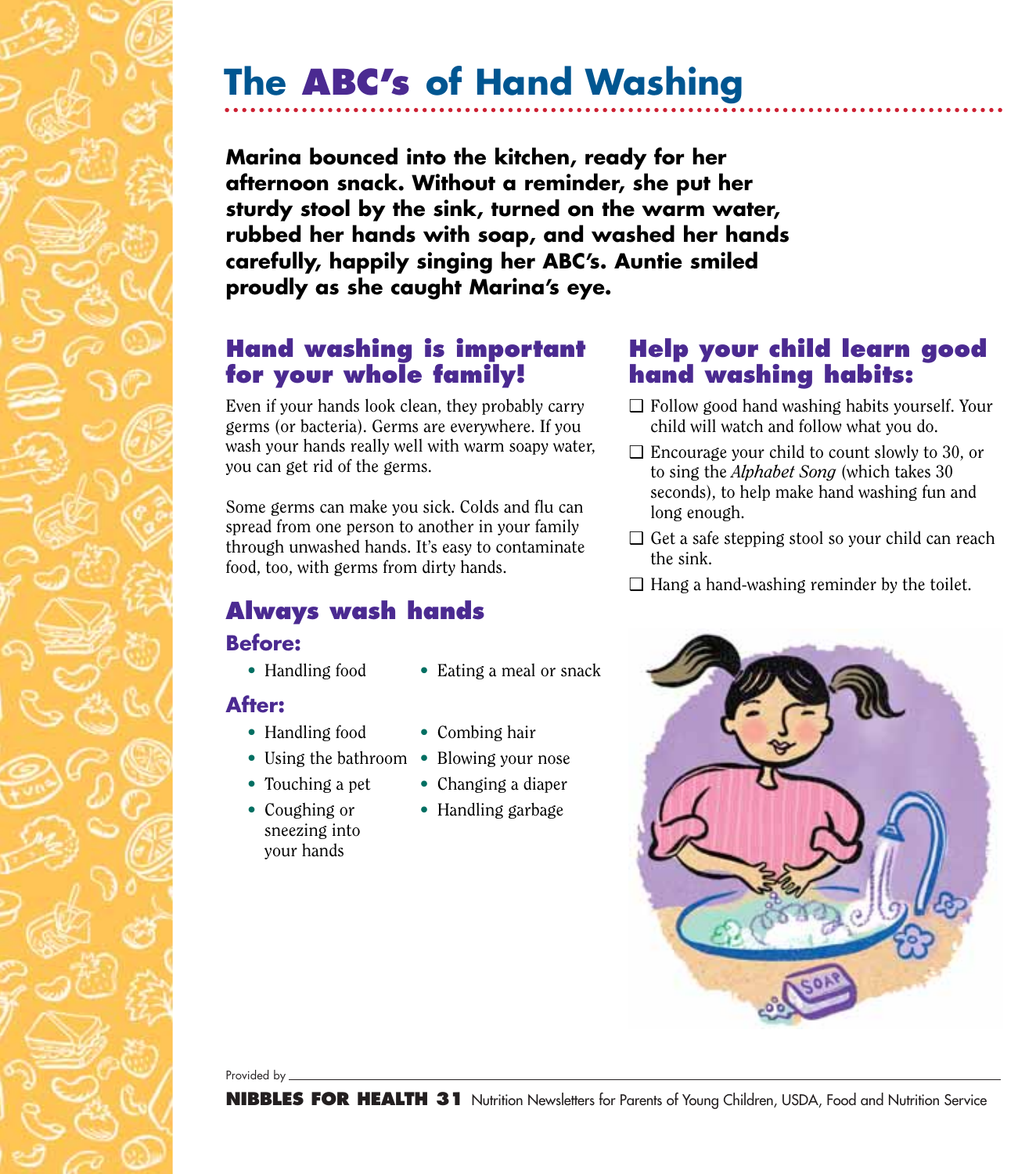# The ABC's of Hand Washing

**Marina bounced into the kitchen, ready for her afternoon snack. Without a reminder, she put her sturdy stool by the sink, turned on the warm water, rubbed her hands with soap, and washed her hands carefully, happily singing her ABC's. Auntie smiled proudly as she caught Marina's eye.**

## Hand washing is important for your whole family!

Even if your hands look clean, they probably carry germs (or bacteria). Germs are everywhere. If you wash your hands really well with warm soapy water, you can get rid of the germs.

Some germs can make you sick. Colds and flu can spread from one person to another in your family through unwashed hands. It's easy to contaminate food, too, with germs from dirty hands.

## Always wash hands

### Before:

- Handling food
- Eating a meal or snack

### After:

- Handling food
- Using the bathroom
- Touching a pet
- Coughing or sneezing into your hands
- Combing hair
- Blowing your nose
- Changing a diaper
- Handling garbage

## Help your child learn good hand washing habits:

- ❑ Follow good hand washing habits yourself. Your child will watch and follow what you do.
- ❑ Encourage your child to count slowly to 30, or to sing the *Alphabet Song* (which takes 30 seconds), to help make hand washing fun and long enough.
- ❑ Get a safe stepping stool so your child can reach the sink.
- ❑ Hang a hand-washing reminder by the toilet.

Provided by \_\_\_\_\_\_\_\_\_\_\_\_\_\_\_\_\_\_\_\_\_\_\_\_\_\_

**NIBBLES FOR HEALTH 31** Nutrition Newsletters for Parents of Young Children, USDA, Food and Nutrition Service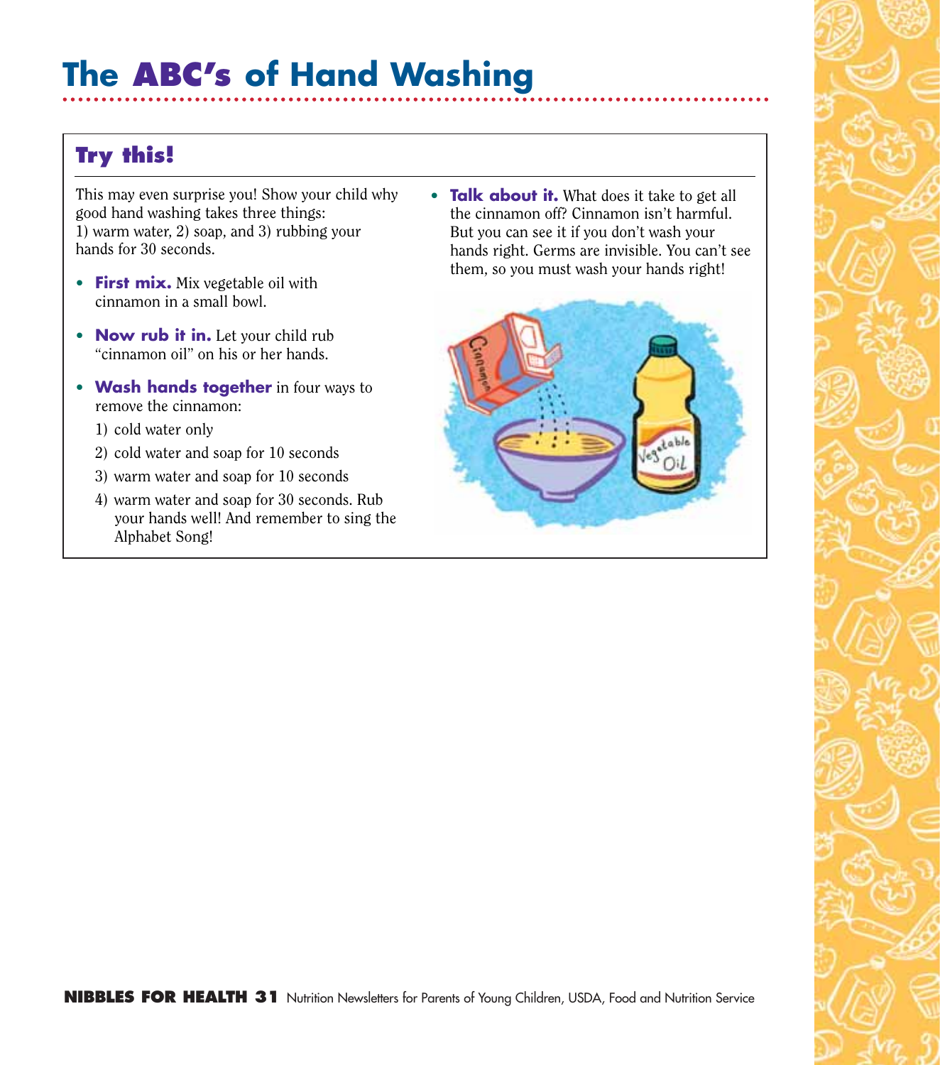# The ABC's of Hand Washing

## Try this!

This may even surprise you! Show your child why good hand washing takes three things: 1) warm water, 2) soap, and 3) rubbing your hands for 30 seconds.

- **First mix.** Mix vegetable oil with cinnamon in a small bowl.
- **Now rub it in.** Let your child rub "cinnamon oil" on his or her hands.
- **Wash hands together** in four ways to remove the cinnamon:
  1) cold water only
  2) cold water and soap for 10 seconds
  3) warm water and soap for 10 seconds
  4) warm water and soap for 30 seconds. Rub your hands well! And remember to sing the Alphabet Song!
- **Talk about it.** What does it take to get all the cinnamon off? Cinnamon isn't harmful. But you can see it if you don't wash your hands right. Germs are invisible. You can't see them, so you must wash your hands right!

**NIBBLES FOR HEALTH 31** Nutrition Newsletters for Parents of Young Children, USDA, Food and Nutrition Service